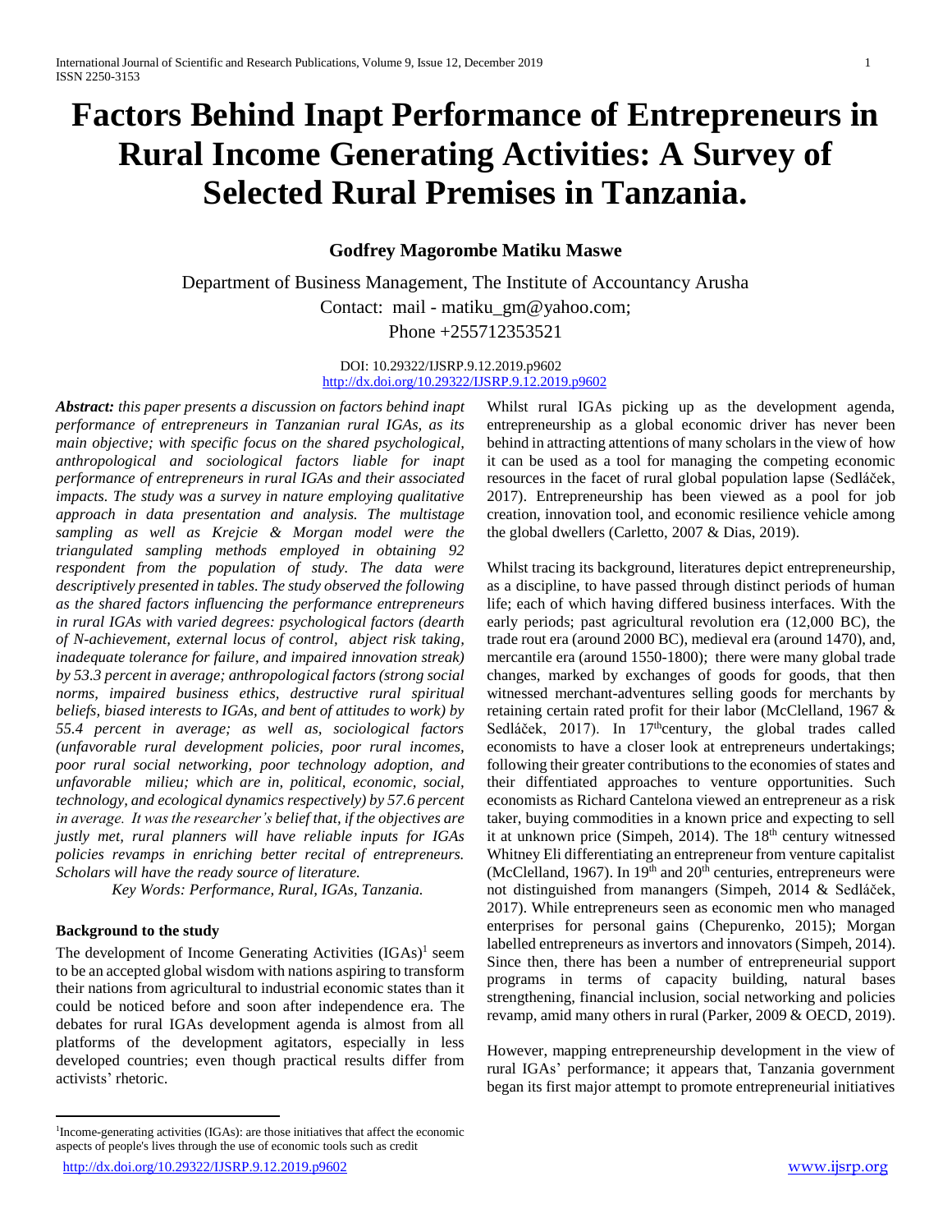# Factors Behind Inapt Performance of Entrepreneurs in Rural Income Generating Activities: A Survey of Selected Rural Premises in Tanzania.

**Godfrey Magorombe Matiku Maswe**

Department of Business Management, The Institute of Accountancy Arusha
Contact: mail - matiku_gm@yahoo.com;
Phone +255712353521

DOI: 10.29322/IJSRP.9.12.2019.p9602
http://dx.doi.org/10.29322/IJSRP.9.12.2019.p9602

***Abstract:*** *this paper presents a discussion on factors behind inapt performance of entrepreneurs in Tanzanian rural IGAs, as its main objective; with specific focus on the shared psychological, anthropological and sociological factors liable for inapt performance of entrepreneurs in rural IGAs and their associated impacts. The study was a survey in nature employing qualitative approach in data presentation and analysis. The multistage sampling as well as Krejcie & Morgan model were the triangulated sampling methods employed in obtaining 92 respondent from the population of study. The data were descriptively presented in tables. The study observed the following as the shared factors influencing the performance entrepreneurs in rural IGAs with varied degrees: psychological factors (dearth of N-achievement, external locus of control, abject risk taking, inadequate tolerance for failure, and impaired innovation streak) by 53.3 percent in average; anthropological factors (strong social norms, impaired business ethics, destructive rural spiritual beliefs, biased interests to IGAs, and bent of attitudes to work) by 55.4 percent in average; as well as, sociological factors (unfavorable rural development policies, poor rural incomes, poor rural social networking, poor technology adoption, and unfavorable milieu; which are in, political, economic, social, technology, and ecological dynamics respectively) by 57.6 percent in average. It was the researcher's belief that, if the objectives are justly met, rural planners will have reliable inputs for IGAs policies revamps in enriching better recital of entrepreneurs. Scholars will have the ready source of literature.*

*Key Words: Performance, Rural, IGAs, Tanzania.*

## Background to the study

The development of Income Generating Activities (IGAs)[1] seem to be an accepted global wisdom with nations aspiring to transform their nations from agricultural to industrial economic states than it could be noticed before and soon after independence era. The debates for rural IGAs development agenda is almost from all platforms of the development agitators, especially in less developed countries; even though practical results differ from activists' rhetoric.

Whilst rural IGAs picking up as the development agenda, entrepreneurship as a global economic driver has never been behind in attracting attentions of many scholars in the view of how it can be used as a tool for managing the competing economic resources in the facet of rural global population lapse (Sedláček, 2017). Entrepreneurship has been viewed as a pool for job creation, innovation tool, and economic resilience vehicle among the global dwellers (Carletto, 2007 & Dias, 2019).

Whilst tracing its background, literatures depict entrepreneurship, as a discipline, to have passed through distinct periods of human life; each of which having differed business interfaces. With the early periods; past agricultural revolution era (12,000 BC), the trade rout era (around 2000 BC), medieval era (around 1470), and, mercantile era (around 1550-1800); there were many global trade changes, marked by exchanges of goods for goods, that then witnessed merchant-adventures selling goods for merchants by retaining certain rated profit for their labor (McClelland, 1967 & Sedláček, 2017). In 17th century, the global trades called economists to have a closer look at entrepreneurs undertakings; following their greater contributions to the economies of states and their diffentiated approaches to venture opportunities. Such economists as Richard Cantelona viewed an entrepreneur as a risk taker, buying commodities in a known price and expecting to sell it at unknown price (Simpeh, 2014). The 18th century witnessed Whitney Eli differentiating an entrepreneur from venture capitalist (McClelland, 1967). In 19th and 20th centuries, entrepreneurs were not distinguished from manangers (Simpeh, 2014 & Sedláček, 2017). While entrepreneurs seen as economic men who managed enterprises for personal gains (Chepurenko, 2015); Morgan labelled entrepreneurs as invertors and innovators (Simpeh, 2014). Since then, there has been a number of entrepreneurial support programs in terms of capacity building, natural bases strengthening, financial inclusion, social networking and policies revamp, amid many others in rural (Parker, 2009 & OECD, 2019).

However, mapping entrepreneurship development in the view of rural IGAs' performance; it appears that, Tanzania government began its first major attempt to promote entrepreneurial initiatives

[1] Income-generating activities (IGAs): are those initiatives that affect the economic aspects of people's lives through the use of economic tools such as credit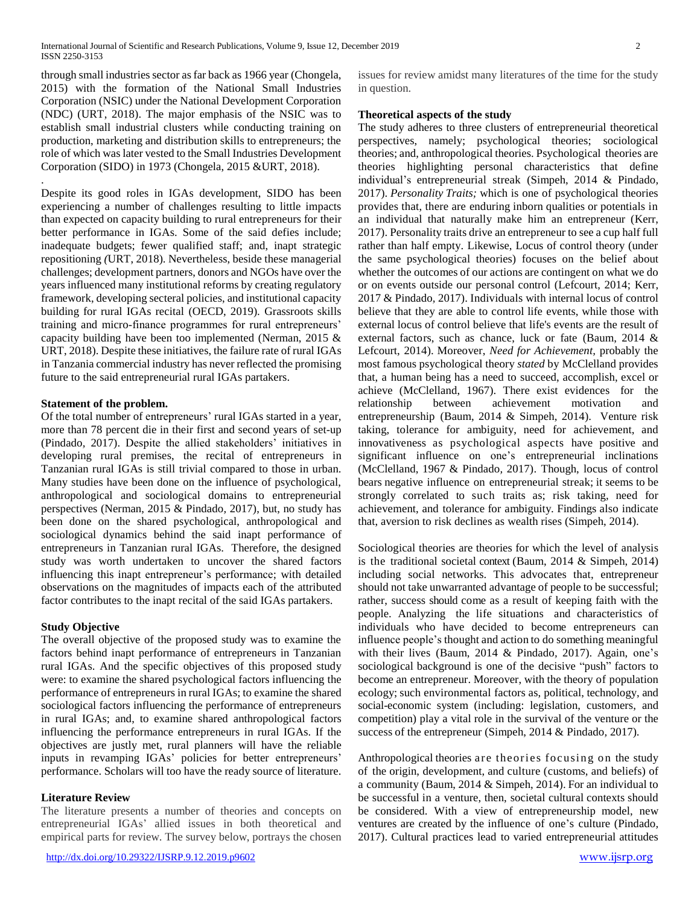through small industries sector as far back as 1966 year (Chongela, 2015) with the formation of the National Small Industries Corporation (NSIC) under the National Development Corporation (NDC) (URT, 2018). The major emphasis of the NSIC was to establish small industrial clusters while conducting training on production, marketing and distribution skills to entrepreneurs; the role of which was later vested to the Small Industries Development Corporation (SIDO) in 1973 (Chongela, 2015 &URT, 2018).

.

Despite its good roles in IGAs development, SIDO has been experiencing a number of challenges resulting to little impacts than expected on capacity building to rural entrepreneurs for their better performance in IGAs. Some of the said defies include; inadequate budgets; fewer qualified staff; and, inapt strategic repositioning *(*URT, 2018). Nevertheless, beside these managerial challenges; development partners, donors and NGOs have over the years influenced many institutional reforms by creating regulatory framework, developing secteral policies, and institutional capacity building for rural IGAs recital (OECD, 2019). Grassroots skills training and micro-finance programmes for rural entrepreneurs' capacity building have been too implemented (Nerman, 2015 & URT, 2018). Despite these initiatives, the failure rate of rural IGAs in Tanzania commercial industry has never reflected the promising future to the said entrepreneurial rural IGAs partakers.

**Statement of the problem.**

Of the total number of entrepreneurs' rural IGAs started in a year, more than 78 percent die in their first and second years of set-up (Pindado, 2017). Despite the allied stakeholders' initiatives in developing rural premises, the recital of entrepreneurs in Tanzanian rural IGAs is still trivial compared to those in urban. Many studies have been done on the influence of psychological, anthropological and sociological domains to entrepreneurial perspectives (Nerman, 2015 & Pindado, 2017), but, no study has been done on the shared psychological, anthropological and sociological dynamics behind the said inapt performance of entrepreneurs in Tanzanian rural IGAs. Therefore, the designed study was worth undertaken to uncover the shared factors influencing this inapt entrepreneur's performance; with detailed observations on the magnitudes of impacts each of the attributed factor contributes to the inapt recital of the said IGAs partakers.

**Study Objective**

The overall objective of the proposed study was to examine the factors behind inapt performance of entrepreneurs in Tanzanian rural IGAs. And the specific objectives of this proposed study were: to examine the shared psychological factors influencing the performance of entrepreneurs in rural IGAs; to examine the shared sociological factors influencing the performance of entrepreneurs in rural IGAs; and, to examine shared anthropological factors influencing the performance entrepreneurs in rural IGAs. If the objectives are justly met, rural planners will have the reliable inputs in revamping IGAs' policies for better entrepreneurs' performance. Scholars will too have the ready source of literature.

**Literature Review**

The literature presents a number of theories and concepts on entrepreneurial IGAs' allied issues in both theoretical and empirical parts for review. The survey below, portrays the chosen issues for review amidst many literatures of the time for the study in question.

**Theoretical aspects of the study**

The study adheres to three clusters of entrepreneurial theoretical perspectives, namely; psychological theories; sociological theories; and, anthropological theories. Psychological theories are theories highlighting personal characteristics that define individual's entrepreneurial streak (Simpeh, 2014 & Pindado, 2017). *Personality Traits;* which is one of psychological theories provides that, there are enduring inborn qualities or potentials in an individual that naturally make him an entrepreneur (Kerr, 2017). Personality traits drive an entrepreneur to see a cup half full rather than half empty. Likewise, Locus of control theory (under the same psychological theories) focuses on the belief about whether the outcomes of our actions are contingent on what we do or on events outside our personal control (Lefcourt, 2014; Kerr, 2017 & Pindado, 2017). Individuals with internal locus of control believe that they are able to control life events, while those with external locus of control believe that life's events are the result of external factors, such as chance, luck or fate (Baum, 2014 & Lefcourt, 2014). Moreover, *Need for Achievement*, probably the most famous psychological theory *stated* by McClelland provides that, a human being has a need to succeed, accomplish, excel or achieve (McClelland, 1967). There exist evidences for the relationship between achievement motivation and entrepreneurship (Baum, 2014 & Simpeh, 2014). Venture risk taking, tolerance for ambiguity, need for achievement, and innovativeness as psychological aspects have positive and significant influence on one's entrepreneurial inclinations (McClelland, 1967 & Pindado, 2017). Though, locus of control bears negative influence on entrepreneurial streak; it seems to be strongly correlated to such traits as; risk taking, need for achievement, and tolerance for ambiguity. Findings also indicate that, aversion to risk declines as wealth rises (Simpeh, 2014).

Sociological theories are theories for which the level of analysis is the traditional societal context (Baum, 2014 & Simpeh, 2014) including social networks. This advocates that, entrepreneur should not take unwarranted advantage of people to be successful; rather, success should come as a result of keeping faith with the people. Analyzing the life situations and characteristics of individuals who have decided to become entrepreneurs can influence people's thought and action to do something meaningful with their lives (Baum, 2014 & Pindado, 2017). Again, one's sociological background is one of the decisive "push" factors to become an entrepreneur. Moreover, with the theory of population ecology; such environmental factors as, political, technology, and social-economic system (including: legislation, customers, and competition) play a vital role in the survival of the venture or the success of the entrepreneur (Simpeh, 2014 & Pindado, 2017).

Anthropological theories are theories focusing on the study of the origin, development, and culture (customs, and beliefs) of a community (Baum, 2014 & Simpeh, 2014). For an individual to be successful in a venture, then, societal cultural contexts should be considered. With a view of entrepreneurship model, new ventures are created by the influence of one's culture (Pindado, 2017). Cultural practices lead to varied entrepreneurial attitudes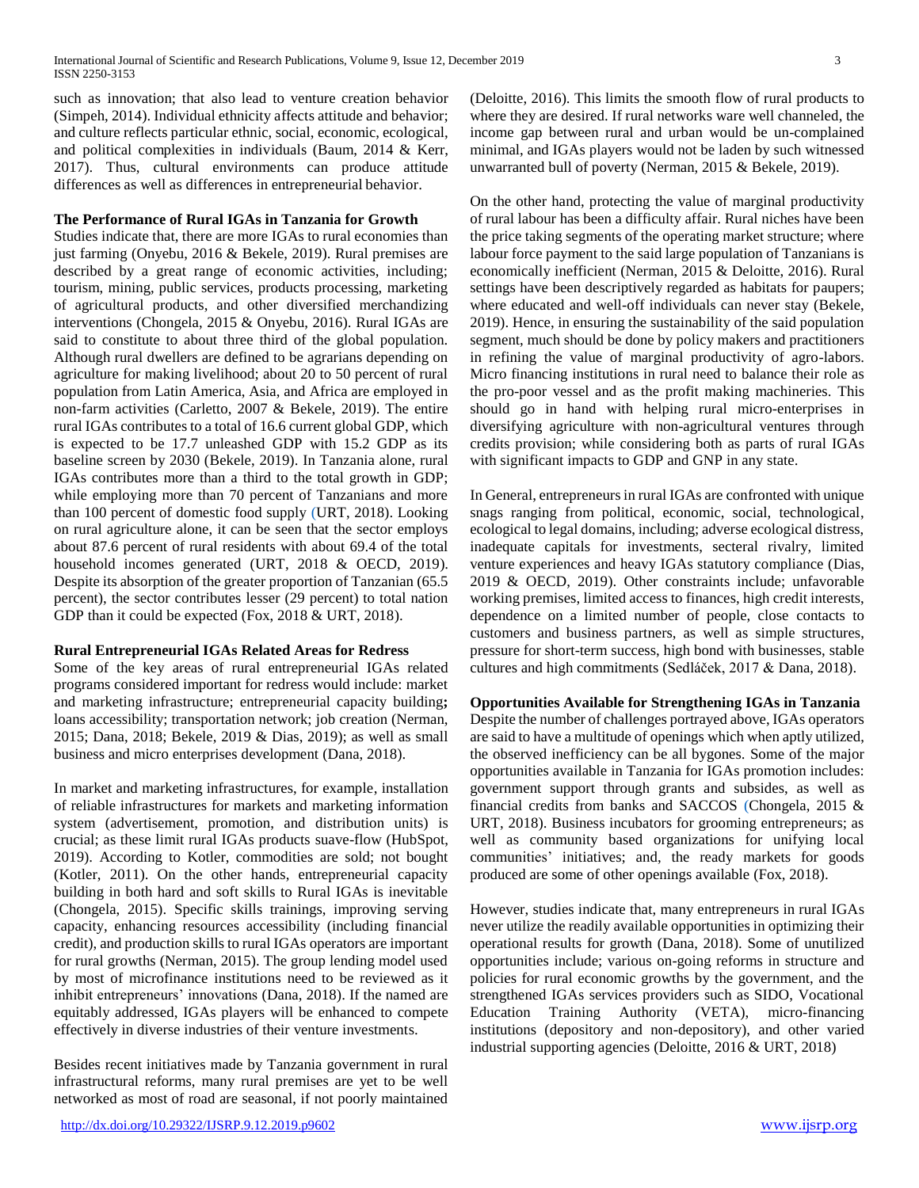such as innovation; that also lead to venture creation behavior (Simpeh, 2014). Individual ethnicity affects attitude and behavior; and culture reflects particular ethnic, social, economic, ecological, and political complexities in individuals (Baum, 2014 & Kerr, 2017). Thus, cultural environments can produce attitude differences as well as differences in entrepreneurial behavior.

**The Performance of Rural IGAs in Tanzania for Growth**

Studies indicate that, there are more IGAs to rural economies than just farming (Onyebu, 2016 & Bekele, 2019). Rural premises are described by a great range of economic activities, including; tourism, mining, public services, products processing, marketing of agricultural products, and other diversified merchandizing interventions (Chongela, 2015 & Onyebu, 2016). Rural IGAs are said to constitute to about three third of the global population. Although rural dwellers are defined to be agrarians depending on agriculture for making livelihood; about 20 to 50 percent of rural population from Latin America, Asia, and Africa are employed in non-farm activities (Carletto, 2007 & Bekele, 2019). The entire rural IGAs contributes to a total of 16.6 current global GDP, which is expected to be 17.7 unleashed GDP with 15.2 GDP as its baseline screen by 2030 (Bekele, 2019). In Tanzania alone, rural IGAs contributes more than a third to the total growth in GDP; while employing more than 70 percent of Tanzanians and more than 100 percent of domestic food supply (URT, 2018). Looking on rural agriculture alone, it can be seen that the sector employs about 87.6 percent of rural residents with about 69.4 of the total household incomes generated (URT, 2018 & OECD, 2019). Despite its absorption of the greater proportion of Tanzanian (65.5 percent), the sector contributes lesser (29 percent) to total nation GDP than it could be expected (Fox, 2018 & URT, 2018).

**Rural Entrepreneurial IGAs Related Areas for Redress**

Some of the key areas of rural entrepreneurial IGAs related programs considered important for redress would include: market and marketing infrastructure; entrepreneurial capacity building**;** loans accessibility; transportation network; job creation (Nerman, 2015; Dana, 2018; Bekele, 2019 & Dias, 2019); as well as small business and micro enterprises development (Dana, 2018).

In market and marketing infrastructures, for example, installation of reliable infrastructures for markets and marketing information system (advertisement, promotion, and distribution units) is crucial; as these limit rural IGAs products suave-flow (HubSpot, 2019). According to Kotler, commodities are sold; not bought (Kotler, 2011). On the other hands, entrepreneurial capacity building in both hard and soft skills to Rural IGAs is inevitable (Chongela, 2015). Specific skills trainings, improving serving capacity, enhancing resources accessibility (including financial credit), and production skills to rural IGAs operators are important for rural growths (Nerman, 2015). The group lending model used by most of microfinance institutions need to be reviewed as it inhibit entrepreneurs' innovations (Dana, 2018). If the named are equitably addressed, IGAs players will be enhanced to compete effectively in diverse industries of their venture investments.

Besides recent initiatives made by Tanzania government in rural infrastructural reforms, many rural premises are yet to be well networked as most of road are seasonal, if not poorly maintained (Deloitte, 2016). This limits the smooth flow of rural products to where they are desired. If rural networks ware well channeled, the income gap between rural and urban would be un-complained minimal, and IGAs players would not be laden by such witnessed unwarranted bull of poverty (Nerman, 2015 & Bekele, 2019).

On the other hand, protecting the value of marginal productivity of rural labour has been a difficulty affair. Rural niches have been the price taking segments of the operating market structure; where labour force payment to the said large population of Tanzanians is economically inefficient (Nerman, 2015 & Deloitte, 2016). Rural settings have been descriptively regarded as habitats for paupers; where educated and well-off individuals can never stay (Bekele, 2019). Hence, in ensuring the sustainability of the said population segment, much should be done by policy makers and practitioners in refining the value of marginal productivity of agro-labors. Micro financing institutions in rural need to balance their role as the pro-poor vessel and as the profit making machineries. This should go in hand with helping rural micro-enterprises in diversifying agriculture with non-agricultural ventures through credits provision; while considering both as parts of rural IGAs with significant impacts to GDP and GNP in any state.

In General, entrepreneurs in rural IGAs are confronted with unique snags ranging from political, economic, social, technological, ecological to legal domains, including; adverse ecological distress, inadequate capitals for investments, secteral rivalry, limited venture experiences and heavy IGAs statutory compliance (Dias, 2019 & OECD, 2019). Other constraints include; unfavorable working premises, limited access to finances, high credit interests, dependence on a limited number of people, close contacts to customers and business partners, as well as simple structures, pressure for short-term success, high bond with businesses, stable cultures and high commitments (Sedláček, 2017 & Dana, 2018).

**Opportunities Available for Strengthening IGAs in Tanzania**

Despite the number of challenges portrayed above, IGAs operators are said to have a multitude of openings which when aptly utilized, the observed inefficiency can be all bygones. Some of the major opportunities available in Tanzania for IGAs promotion includes: government support through grants and subsides, as well as financial credits from banks and SACCOS (Chongela, 2015 & URT, 2018). Business incubators for grooming entrepreneurs; as well as community based organizations for unifying local communities' initiatives; and, the ready markets for goods produced are some of other openings available (Fox, 2018).

However, studies indicate that, many entrepreneurs in rural IGAs never utilize the readily available opportunities in optimizing their operational results for growth (Dana, 2018). Some of unutilized opportunities include; various on-going reforms in structure and policies for rural economic growths by the government, and the strengthened IGAs services providers such as SIDO, Vocational Education Training Authority (VETA), micro-financing institutions (depository and non-depository), and other varied industrial supporting agencies (Deloitte, 2016 & URT, 2018)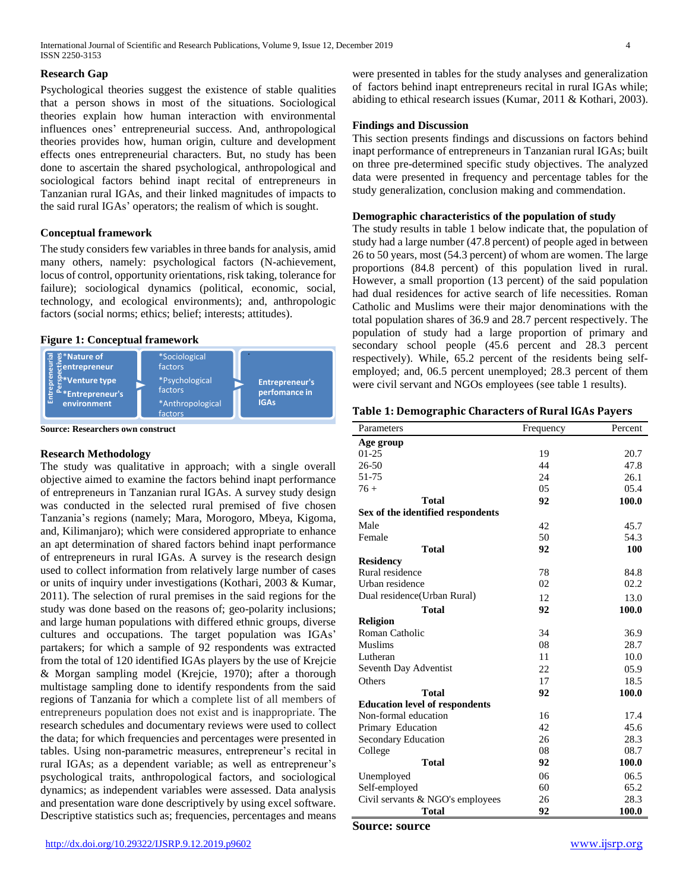## Research Gap

Psychological theories suggest the existence of stable qualities that a person shows in most of the situations. Sociological theories explain how human interaction with environmental influences ones' entrepreneurial success. And, anthropological theories provides how, human origin, culture and development effects ones entrepreneurial characters. But, no study has been done to ascertain the shared psychological, anthropological and sociological factors behind inapt recital of entrepreneurs in Tanzanian rural IGAs, and their linked magnitudes of impacts to the said rural IGAs' operators; the realism of which is sought.

## Conceptual framework

The study considers few variables in three bands for analysis, amid many others, namely: psychological factors (N-achievement, locus of control, opportunity orientations, risk taking, tolerance for failure); sociological dynamics (political, economic, social, technology, and ecological environments); and, anthropologic factors (social norms; ethics; belief; interests; attitudes).

**Figure 1: Conceptual framework**

Entrepreneurial Perspectives: *Nature of entrepreneur; *Venture type; *Entrepreneur's environment → *Sociological factors; *Psychological factors; *Anthropological factors → Entrepreneur's perfomance in IGAs

**Source: Researchers own construct**

## Research Methodology

The study was qualitative in approach; with a single overall objective aimed to examine the factors behind inapt performance of entrepreneurs in Tanzanian rural IGAs. A survey study design was conducted in the selected rural premised of five chosen Tanzania's regions (namely; Mara, Morogoro, Mbeya, Kigoma, and, Kilimanjaro); which were considered appropriate to enhance an apt determination of shared factors behind inapt performance of entrepreneurs in rural IGAs. A survey is the research design used to collect information from relatively large number of cases or units of inquiry under investigations (Kothari, 2003 & Kumar, 2011). The selection of rural premises in the said regions for the study was done based on the reasons of; geo-polarity inclusions; and large human populations with differed ethnic groups, diverse cultures and occupations. The target population was IGAs' partakers; for which a sample of 92 respondents was extracted from the total of 120 identified IGAs players by the use of Krejcie & Morgan sampling model (Krejcie, 1970); after a thorough multistage sampling done to identify respondents from the said regions of Tanzania for which a complete list of all members of entrepreneurs population does not exist and is inappropriate. The research schedules and documentary reviews were used to collect the data; for which frequencies and percentages were presented in tables. Using non-parametric measures, entrepreneur's recital in rural IGAs; as a dependent variable; as well as entrepreneur's psychological traits, anthropological factors, and sociological dynamics; as independent variables were assessed. Data analysis and presentation ware done descriptively by using excel software. Descriptive statistics such as; frequencies, percentages and means were presented in tables for the study analyses and generalization of factors behind inapt entrepreneurs recital in rural IGAs while; abiding to ethical research issues (Kumar, 2011 & Kothari, 2003).

## Findings and Discussion

This section presents findings and discussions on factors behind inapt performance of entrepreneurs in Tanzanian rural IGAs; built on three pre-determined specific study objectives. The analyzed data were presented in frequency and percentage tables for the study generalization, conclusion making and commendation.

### Demographic characteristics of the population of study

The study results in table 1 below indicate that, the population of study had a large number (47.8 percent) of people aged in between 26 to 50 years, most (54.3 percent) of whom are women. The large proportions (84.8 percent) of this population lived in rural. However, a small proportion (13 percent) of the said population had dual residences for active search of life necessities. Roman Catholic and Muslims were their major denominations with the total population shares of 36.9 and 28.7 percent respectively. The population of study had a large proportion of primary and secondary school people (45.6 percent and 28.3 percent respectively). While, 65.2 percent of the residents being self-employed; and, 06.5 percent unemployed; 28.3 percent of them were civil servant and NGOs employees (see table 1 results).

**Table 1: Demographic Characters of Rural IGAs Payers**

| Parameters | Frequency | Percent |
|---|---|---|
| **Age group** | | |
| 01-25 | 19 | 20.7 |
| 26-50 | 44 | 47.8 |
| 51-75 | 24 | 26.1 |
| 76 + | 05 | 05.4 |
| **Total** | **92** | **100.0** |
| **Sex of the identified respondents** | | |
| Male | 42 | 45.7 |
| Female | 50 | 54.3 |
| **Total** | **92** | **100** |
| **Residency** | | |
| Rural residence | 78 | 84.8 |
| Urban residence | 02 | 02.2 |
| Dual residence(Urban Rural) | 12 | 13.0 |
| **Total** | **92** | **100.0** |
| **Religion** | | |
| Roman Catholic | 34 | 36.9 |
| Muslims | 08 | 28.7 |
| Lutheran | 11 | 10.0 |
| Seventh Day Adventist | 22 | 05.9 |
| Others | 17 | 18.5 |
| **Total** | **92** | **100.0** |
| **Education level of respondents** | | |
| Non-formal education | 16 | 17.4 |
| Primary Education | 42 | 45.6 |
| Secondary Education | 26 | 28.3 |
| College | 08 | 08.7 |
| **Total** | **92** | **100.0** |
| Unemployed | 06 | 06.5 |
| Self-employed | 60 | 65.2 |
| Civil servants & NGO's employees | 26 | 28.3 |
| **Total** | **92** | **100.0** |

**Source: source**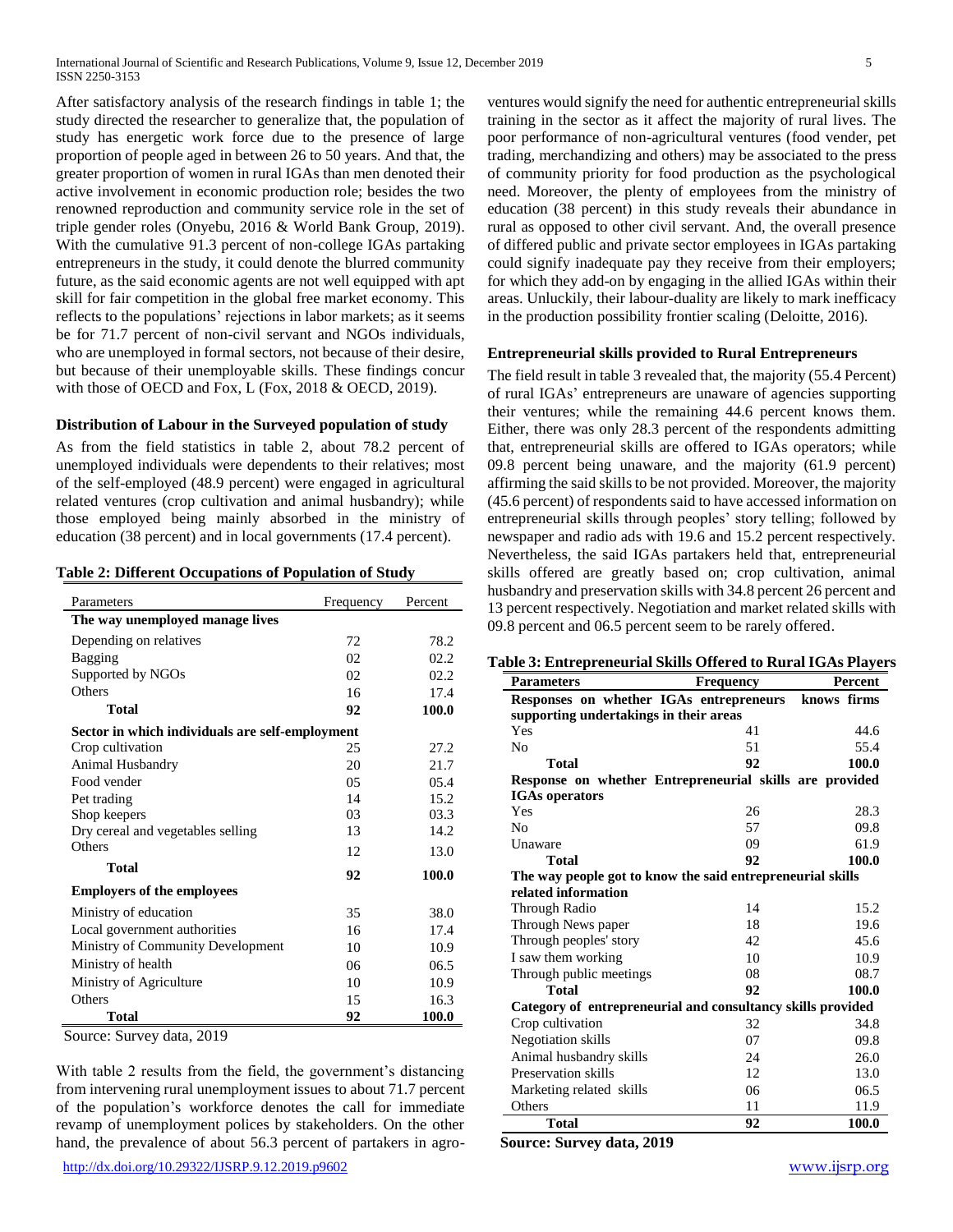After satisfactory analysis of the research findings in table 1; the study directed the researcher to generalize that, the population of study has energetic work force due to the presence of large proportion of people aged in between 26 to 50 years. And that, the greater proportion of women in rural IGAs than men denoted their active involvement in economic production role; besides the two renowned reproduction and community service role in the set of triple gender roles (Onyebu, 2016 & World Bank Group, 2019). With the cumulative 91.3 percent of non-college IGAs partaking entrepreneurs in the study, it could denote the blurred community future, as the said economic agents are not well equipped with apt skill for fair competition in the global free market economy. This reflects to the populations' rejections in labor markets; as it seems be for 71.7 percent of non-civil servant and NGOs individuals, who are unemployed in formal sectors, not because of their desire, but because of their unemployable skills. These findings concur with those of OECD and Fox, L (Fox, 2018 & OECD, 2019).

### Distribution of Labour in the Surveyed population of study

As from the field statistics in table 2, about 78.2 percent of unemployed individuals were dependents to their relatives; most of the self-employed (48.9 percent) were engaged in agricultural related ventures (crop cultivation and animal husbandry); while those employed being mainly absorbed in the ministry of education (38 percent) and in local governments (17.4 percent).

**Table 2: Different Occupations of Population of Study**

| Parameters | Frequency | Percent |
|---|---|---|
| **The way unemployed manage lives** | | |
| Depending on relatives | 72 | 78.2 |
| Bagging | 02 | 02.2 |
| Supported by NGOs | 02 | 02.2 |
| Others | 16 | 17.4 |
| **Total** | **92** | **100.0** |
| **Sector in which individuals are self-employment** | | |
| Crop cultivation | 25 | 27.2 |
| Animal Husbandry | 20 | 21.7 |
| Food vender | 05 | 05.4 |
| Pet trading | 14 | 15.2 |
| Shop keepers | 03 | 03.3 |
| Dry cereal and vegetables selling | 13 | 14.2 |
| Others | 12 | 13.0 |
| **Total** | **92** | **100.0** |
| **Employers of the employees** | | |
| Ministry of education | 35 | 38.0 |
| Local government authorities | 16 | 17.4 |
| Ministry of Community Development | 10 | 10.9 |
| Ministry of health | 06 | 06.5 |
| Ministry of Agriculture | 10 | 10.9 |
| Others | 15 | 16.3 |
| **Total** | **92** | **100.0** |

Source: Survey data, 2019

With table 2 results from the field, the government's distancing from intervening rural unemployment issues to about 71.7 percent of the population's workforce denotes the call for immediate revamp of unemployment polices by stakeholders. On the other hand, the prevalence of about 56.3 percent of partakers in agro-ventures would signify the need for authentic entrepreneurial skills training in the sector as it affect the majority of rural lives. The poor performance of non-agricultural ventures (food vender, pet trading, merchandizing and others) may be associated to the press of community priority for food production as the psychological need. Moreover, the plenty of employees from the ministry of education (38 percent) in this study reveals their abundance in rural as opposed to other civil servant. And, the overall presence of differed public and private sector employees in IGAs partaking could signify inadequate pay they receive from their employers; for which they add-on by engaging in the allied IGAs within their areas. Unluckily, their labour-duality are likely to mark inefficacy in the production possibility frontier scaling (Deloitte, 2016).

### Entrepreneurial skills provided to Rural Entrepreneurs

The field result in table 3 revealed that, the majority (55.4 Percent) of rural IGAs' entrepreneurs are unaware of agencies supporting their ventures; while the remaining 44.6 percent knows them. Either, there was only 28.3 percent of the respondents admitting that, entrepreneurial skills are offered to IGAs operators; while 09.8 percent being unaware, and the majority (61.9 percent) affirming the said skills to be not provided. Moreover, the majority (45.6 percent) of respondents said to have accessed information on entrepreneurial skills through peoples' story telling; followed by newspaper and radio ads with 19.6 and 15.2 percent respectively. Nevertheless, the said IGAs partakers held that, entrepreneurial skills offered are greatly based on; crop cultivation, animal husbandry and preservation skills with 34.8 percent 26 percent and 13 percent respectively. Negotiation and market related skills with 09.8 percent and 06.5 percent seem to be rarely offered.

**Table 3: Entrepreneurial Skills Offered to Rural IGAs Players**

| Parameters | Frequency | Percent |
|---|---|---|
| **Responses on whether IGAs entrepreneurs knows firms supporting undertakings in their areas** | | |
| Yes | 41 | 44.6 |
| No | 51 | 55.4 |
| **Total** | **92** | **100.0** |
| **Response on whether Entrepreneurial skills are provided IGAs operators** | | |
| Yes | 26 | 28.3 |
| No | 57 | 09.8 |
| Unaware | 09 | 61.9 |
| **Total** | **92** | **100.0** |
| **The way people got to know the said entrepreneurial skills related information** | | |
| Through Radio | 14 | 15.2 |
| Through News paper | 18 | 19.6 |
| Through peoples' story | 42 | 45.6 |
| I saw them working | 10 | 10.9 |
| Through public meetings | 08 | 08.7 |
| **Total** | **92** | **100.0** |
| **Category of entrepreneurial and consultancy skills provided** | | |
| Crop cultivation | 32 | 34.8 |
| Negotiation skills | 07 | 09.8 |
| Animal husbandry skills | 24 | 26.0 |
| Preservation skills | 12 | 13.0 |
| Marketing related skills | 06 | 06.5 |
| Others | 11 | 11.9 |
| **Total** | **92** | **100.0** |

**Source: Survey data, 2019**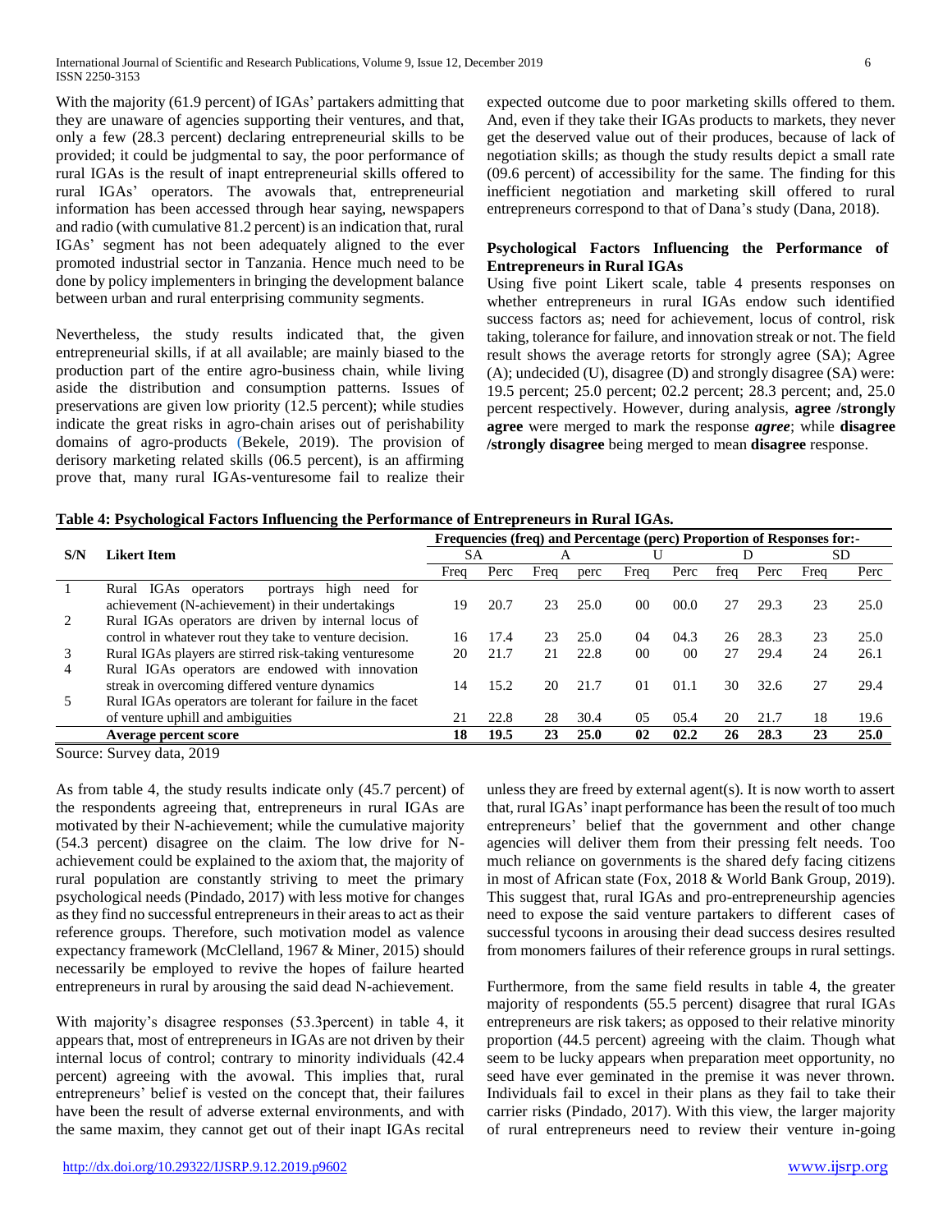With the majority (61.9 percent) of IGAs' partakers admitting that they are unaware of agencies supporting their ventures, and that, only a few (28.3 percent) declaring entrepreneurial skills to be provided; it could be judgmental to say, the poor performance of rural IGAs is the result of inapt entrepreneurial skills offered to rural IGAs' operators. The avowals that, entrepreneurial information has been accessed through hear saying, newspapers and radio (with cumulative 81.2 percent) is an indication that, rural IGAs' segment has not been adequately aligned to the ever promoted industrial sector in Tanzania. Hence much need to be done by policy implementers in bringing the development balance between urban and rural enterprising community segments.

Nevertheless, the study results indicated that, the given entrepreneurial skills, if at all available; are mainly biased to the production part of the entire agro-business chain, while living aside the distribution and consumption patterns. Issues of preservations are given low priority (12.5 percent); while studies indicate the great risks in agro-chain arises out of perishability domains of agro-products (Bekele, 2019). The provision of derisory marketing related skills (06.5 percent), is an affirming prove that, many rural IGAs-venturesome fail to realize their expected outcome due to poor marketing skills offered to them. And, even if they take their IGAs products to markets, they never get the deserved value out of their produces, because of lack of negotiation skills; as though the study results depict a small rate (09.6 percent) of accessibility for the same. The finding for this inefficient negotiation and marketing skill offered to rural entrepreneurs correspond to that of Dana's study (Dana, 2018).

## Psychological Factors Influencing the Performance of Entrepreneurs in Rural IGAs

Using five point Likert scale, table 4 presents responses on whether entrepreneurs in rural IGAs endow such identified success factors as; need for achievement, locus of control, risk taking, tolerance for failure, and innovation streak or not. The field result shows the average retorts for strongly agree (SA); Agree (A); undecided (U), disagree (D) and strongly disagree (SA) were: 19.5 percent; 25.0 percent; 02.2 percent; 28.3 percent; and, 25.0 percent respectively. However, during analysis, **agree /strongly agree** were merged to mark the response ***agree***; while **disagree /strongly disagree** being merged to mean **disagree** response.

**Table 4: Psychological Factors Influencing the Performance of Entrepreneurs in Rural IGAs.**

| S/N | Likert Item | Frequencies (freq) and Percentage (perc) Proportion of Responses for:- | | | | | | | | | |
|---|---|---|---|---|---|---|---|---|---|---|---|
| | | SA | | A | | U | | D | | SD | |
| | | Freq | Perc | Freq | perc | Freq | Perc | freq | Perc | Freq | Perc |
| 1 | Rural IGAs operators portrays high need for achievement (N-achievement) in their undertakings | 19 | 20.7 | 23 | 25.0 | 00 | 00.0 | 27 | 29.3 | 23 | 25.0 |
| 2 | Rural IGAs operators are driven by internal locus of control in whatever rout they take to venture decision. | 16 | 17.4 | 23 | 25.0 | 04 | 04.3 | 26 | 28.3 | 23 | 25.0 |
| 3 | Rural IGAs players are stirred risk-taking venturesome | 20 | 21.7 | 21 | 22.8 | 00 | 00 | 27 | 29.4 | 24 | 26.1 |
| 4 | Rural IGAs operators are endowed with innovation streak in overcoming differed venture dynamics | 14 | 15.2 | 20 | 21.7 | 01 | 01.1 | 30 | 32.6 | 27 | 29.4 |
| 5 | Rural IGAs operators are tolerant for failure in the facet of venture uphill and ambiguities | 21 | 22.8 | 28 | 30.4 | 05 | 05.4 | 20 | 21.7 | 18 | 19.6 |
| | **Average percent score** | **18** | **19.5** | **23** | **25.0** | **02** | **02.2** | **26** | **28.3** | **23** | **25.0** |

Source: Survey data, 2019

As from table 4, the study results indicate only (45.7 percent) of the respondents agreeing that, entrepreneurs in rural IGAs are motivated by their N-achievement; while the cumulative majority (54.3 percent) disagree on the claim. The low drive for N-achievement could be explained to the axiom that, the majority of rural population are constantly striving to meet the primary psychological needs (Pindado, 2017) with less motive for changes as they find no successful entrepreneurs in their areas to act as their reference groups. Therefore, such motivation model as valence expectancy framework (McClelland, 1967 & Miner, 2015) should necessarily be employed to revive the hopes of failure hearted entrepreneurs in rural by arousing the said dead N-achievement.

With majority's disagree responses (53.3percent) in table 4, it appears that, most of entrepreneurs in IGAs are not driven by their internal locus of control; contrary to minority individuals (42.4 percent) agreeing with the avowal. This implies that, rural entrepreneurs' belief is vested on the concept that, their failures have been the result of adverse external environments, and with the same maxim, they cannot get out of their inapt IGAs recital unless they are freed by external agent(s). It is now worth to assert that, rural IGAs' inapt performance has been the result of too much entrepreneurs' belief that the government and other change agencies will deliver them from their pressing felt needs. Too much reliance on governments is the shared defy facing citizens in most of African state (Fox, 2018 & World Bank Group, 2019). This suggest that, rural IGAs and pro-entrepreneurship agencies need to expose the said venture partakers to different cases of successful tycoons in arousing their dead success desires resulted from monomers failures of their reference groups in rural settings.

Furthermore, from the same field results in table 4, the greater majority of respondents (55.5 percent) disagree that rural IGAs entrepreneurs are risk takers; as opposed to their relative minority proportion (44.5 percent) agreeing with the claim. Though what seem to be lucky appears when preparation meet opportunity, no seed have ever geminated in the premise it was never thrown. Individuals fail to excel in their plans as they fail to take their carrier risks (Pindado, 2017). With this view, the larger majority of rural entrepreneurs need to review their venture in-going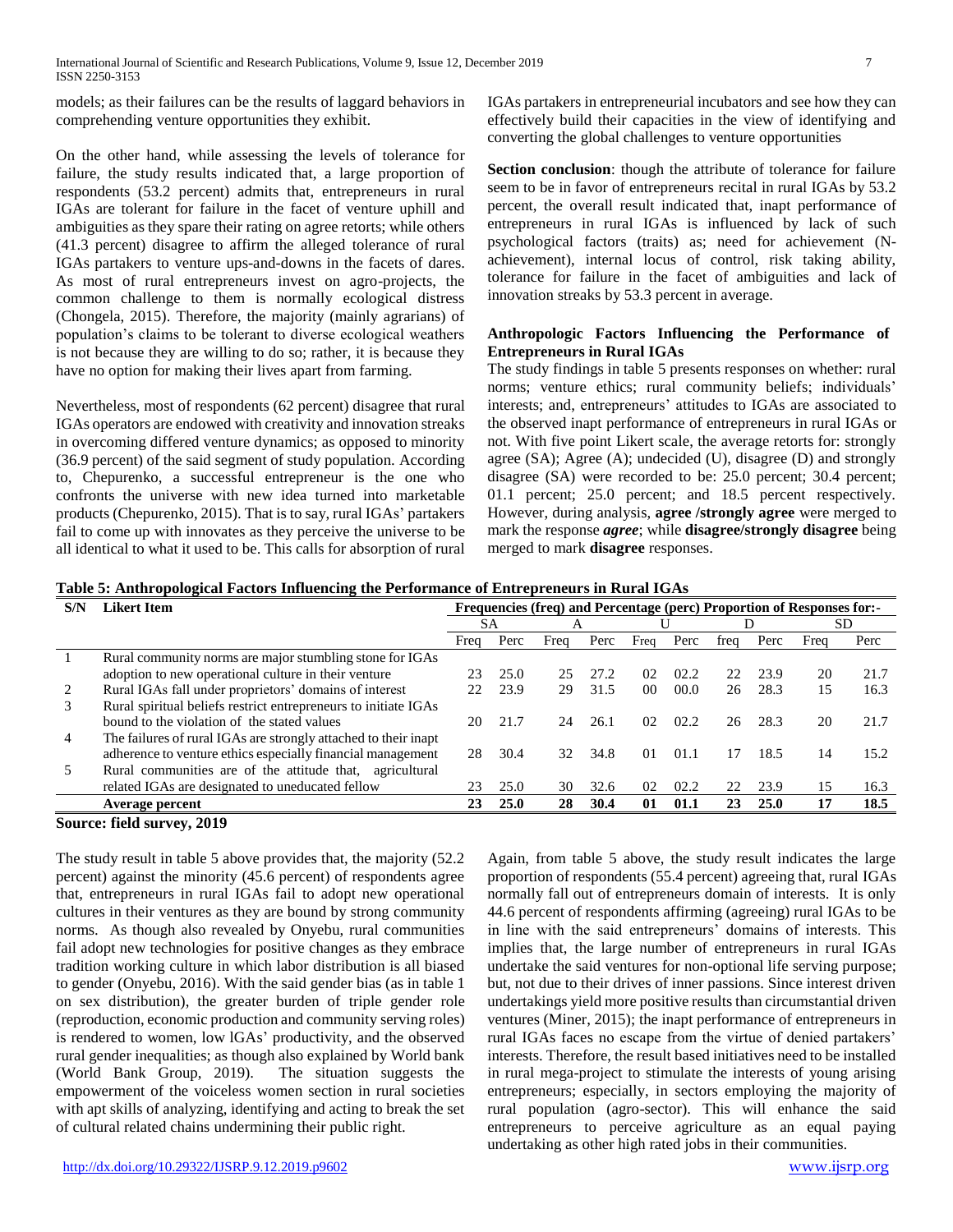models; as their failures can be the results of laggard behaviors in comprehending venture opportunities they exhibit.

On the other hand, while assessing the levels of tolerance for failure, the study results indicated that, a large proportion of respondents (53.2 percent) admits that, entrepreneurs in rural IGAs are tolerant for failure in the facet of venture uphill and ambiguities as they spare their rating on agree retorts; while others (41.3 percent) disagree to affirm the alleged tolerance of rural IGAs partakers to venture ups-and-downs in the facets of dares. As most of rural entrepreneurs invest on agro-projects, the common challenge to them is normally ecological distress (Chongela, 2015). Therefore, the majority (mainly agrarians) of population's claims to be tolerant to diverse ecological weathers is not because they are willing to do so; rather, it is because they have no option for making their lives apart from farming.

Nevertheless, most of respondents (62 percent) disagree that rural IGAs operators are endowed with creativity and innovation streaks in overcoming differed venture dynamics; as opposed to minority (36.9 percent) of the said segment of study population. According to, Chepurenko, a successful entrepreneur is the one who confronts the universe with new idea turned into marketable products (Chepurenko, 2015). That is to say, rural IGAs' partakers fail to come up with innovates as they perceive the universe to be all identical to what it used to be. This calls for absorption of rural IGAs partakers in entrepreneurial incubators and see how they can effectively build their capacities in the view of identifying and converting the global challenges to venture opportunities

**Section conclusion**: though the attribute of tolerance for failure seem to be in favor of entrepreneurs recital in rural IGAs by 53.2 percent, the overall result indicated that, inapt performance of entrepreneurs in rural IGAs is influenced by lack of such psychological factors (traits) as; need for achievement (N-achievement), internal locus of control, risk taking ability, tolerance for failure in the facet of ambiguities and lack of innovation streaks by 53.3 percent in average.

### Anthropologic Factors Influencing the Performance of Entrepreneurs in Rural IGAs

The study findings in table 5 presents responses on whether: rural norms; venture ethics; rural community beliefs; individuals' interests; and, entrepreneurs' attitudes to IGAs are associated to the observed inapt performance of entrepreneurs in rural IGAs or not. With five point Likert scale, the average retorts for: strongly agree (SA); Agree (A); undecided (U), disagree (D) and strongly disagree (SA) were recorded to be: 25.0 percent; 30.4 percent; 01.1 percent; 25.0 percent; and 18.5 percent respectively. However, during analysis, **agree /strongly agree** were merged to mark the response ***agree***; while **disagree/strongly disagree** being merged to mark **disagree** responses.

**Table 5: Anthropological Factors Influencing the Performance of Entrepreneurs in Rural IGAs**

| S/N | Likert Item | Frequencies (freq) and Percentage (perc) Proportion of Responses for:- | | | | | | | | | |
|---|---|---|---|---|---|---|---|---|---|---|---|
| | | SA | | A | | U | | D | | SD | |
| | | Freq | Perc | Freq | Perc | Freq | Perc | freq | Perc | Freq | Perc |
| 1 | Rural community norms are major stumbling stone for IGAs adoption to new operational culture in their venture | 23 | 25.0 | 25 | 27.2 | 02 | 02.2 | 22 | 23.9 | 20 | 21.7 |
| 2 | Rural IGAs fall under proprietors' domains of interest | 22 | 23.9 | 29 | 31.5 | 00 | 00.0 | 26 | 28.3 | 15 | 16.3 |
| 3 | Rural spiritual beliefs restrict entrepreneurs to initiate IGAs bound to the violation of the stated values | 20 | 21.7 | 24 | 26.1 | 02 | 02.2 | 26 | 28.3 | 20 | 21.7 |
| 4 | The failures of rural IGAs are strongly attached to their inapt adherence to venture ethics especially financial management | 28 | 30.4 | 32 | 34.8 | 01 | 01.1 | 17 | 18.5 | 14 | 15.2 |
| 5 | Rural communities are of the attitude that, agricultural related IGAs are designated to uneducated fellow | 23 | 25.0 | 30 | 32.6 | 02 | 02.2 | 22 | 23.9 | 15 | 16.3 |
| | **Average percent** | **23** | **25.0** | **28** | **30.4** | **01** | **01.1** | **23** | **25.0** | **17** | **18.5** |

**Source: field survey, 2019**

The study result in table 5 above provides that, the majority (52.2 percent) against the minority (45.6 percent) of respondents agree that, entrepreneurs in rural IGAs fail to adopt new operational cultures in their ventures as they are bound by strong community norms. As though also revealed by Onyebu, rural communities fail adopt new technologies for positive changes as they embrace tradition working culture in which labor distribution is all biased to gender (Onyebu, 2016). With the said gender bias (as in table 1 on sex distribution), the greater burden of triple gender role (reproduction, economic production and community serving roles) is rendered to women, low IGAs' productivity, and the observed rural gender inequalities; as though also explained by World bank (World Bank Group, 2019). The situation suggests the empowerment of the voiceless women section in rural societies with apt skills of analyzing, identifying and acting to break the set of cultural related chains undermining their public right.

Again, from table 5 above, the study result indicates the large proportion of respondents (55.4 percent) agreeing that, rural IGAs normally fall out of entrepreneurs domain of interests. It is only 44.6 percent of respondents affirming (agreeing) rural IGAs to be in line with the said entrepreneurs' domains of interests. This implies that, the large number of entrepreneurs in rural IGAs undertake the said ventures for non-optional life serving purpose; but, not due to their drives of inner passions. Since interest driven undertakings yield more positive results than circumstantial driven ventures (Miner, 2015); the inapt performance of entrepreneurs in rural IGAs faces no escape from the virtue of denied partakers' interests. Therefore, the result based initiatives need to be installed in rural mega-project to stimulate the interests of young arising entrepreneurs; especially, in sectors employing the majority of rural population (agro-sector). This will enhance the said entrepreneurs to perceive agriculture as an equal paying undertaking as other high rated jobs in their communities.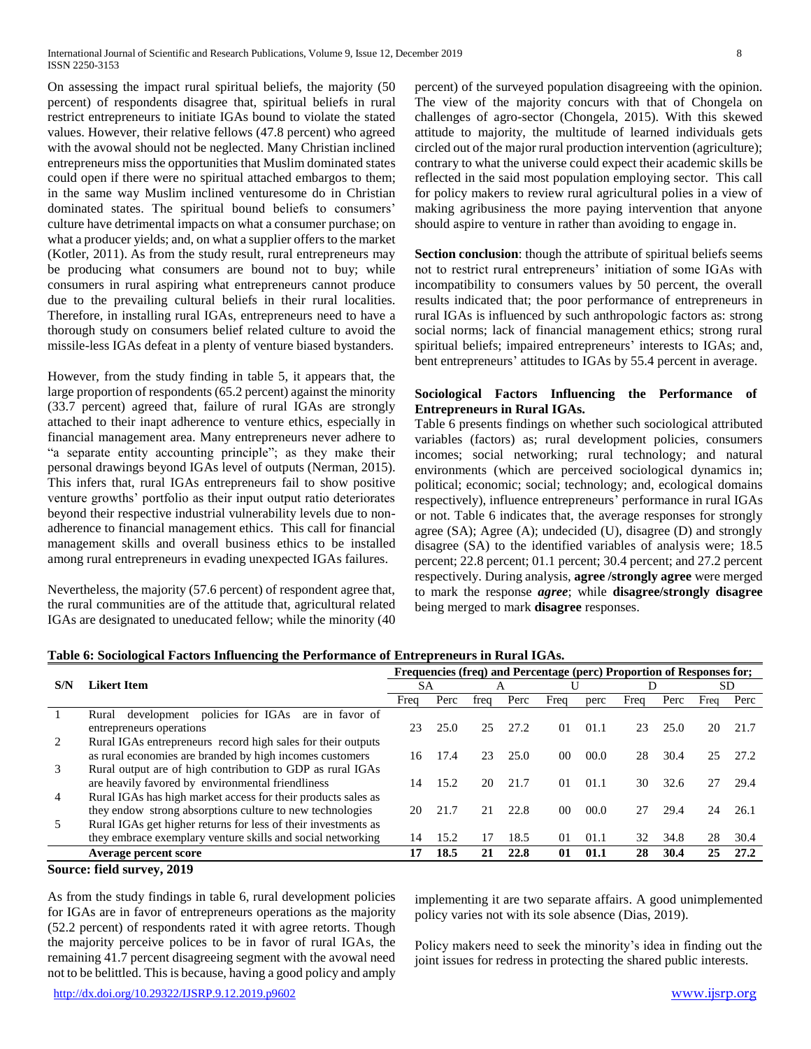On assessing the impact rural spiritual beliefs, the majority (50 percent) of respondents disagree that, spiritual beliefs in rural restrict entrepreneurs to initiate IGAs bound to violate the stated values. However, their relative fellows (47.8 percent) who agreed with the avowal should not be neglected. Many Christian inclined entrepreneurs miss the opportunities that Muslim dominated states could open if there were no spiritual attached embargos to them; in the same way Muslim inclined venturesome do in Christian dominated states. The spiritual bound beliefs to consumers' culture have detrimental impacts on what a consumer purchase; on what a producer yields; and, on what a supplier offers to the market (Kotler, 2011). As from the study result, rural entrepreneurs may be producing what consumers are bound not to buy; while consumers in rural aspiring what entrepreneurs cannot produce due to the prevailing cultural beliefs in their rural localities. Therefore, in installing rural IGAs, entrepreneurs need to have a thorough study on consumers belief related culture to avoid the missile-less IGAs defeat in a plenty of venture biased bystanders.

However, from the study finding in table 5, it appears that, the large proportion of respondents (65.2 percent) against the minority (33.7 percent) agreed that, failure of rural IGAs are strongly attached to their inapt adherence to venture ethics, especially in financial management area. Many entrepreneurs never adhere to "a separate entity accounting principle"; as they make their personal drawings beyond IGAs level of outputs (Nerman, 2015). This infers that, rural IGAs entrepreneurs fail to show positive venture growths' portfolio as their input output ratio deteriorates beyond their respective industrial vulnerability levels due to non-adherence to financial management ethics. This call for financial management skills and overall business ethics to be installed among rural entrepreneurs in evading unexpected IGAs failures.

Nevertheless, the majority (57.6 percent) of respondent agree that, the rural communities are of the attitude that, agricultural related IGAs are designated to uneducated fellow; while the minority (40 percent) of the surveyed population disagreeing with the opinion. The view of the majority concurs with that of Chongela on challenges of agro-sector (Chongela, 2015). With this skewed attitude to majority, the multitude of learned individuals gets circled out of the major rural production intervention (agriculture); contrary to what the universe could expect their academic skills be reflected in the said most population employing sector. This call for policy makers to review rural agricultural polies in a view of making agribusiness the more paying intervention that anyone should aspire to venture in rather than avoiding to engage in.

**Section conclusion**: though the attribute of spiritual beliefs seems not to restrict rural entrepreneurs' initiation of some IGAs with incompatibility to consumers values by 50 percent, the overall results indicated that; the poor performance of entrepreneurs in rural IGAs is influenced by such anthropologic factors as: strong social norms; lack of financial management ethics; strong rural spiritual beliefs; impaired entrepreneurs' interests to IGAs; and, bent entrepreneurs' attitudes to IGAs by 55.4 percent in average.

### Sociological Factors Influencing the Performance of Entrepreneurs in Rural IGAs.

Table 6 presents findings on whether such sociological attributed variables (factors) as; rural development policies, consumers incomes; social networking; rural technology; and natural environments (which are perceived sociological dynamics in; political; economic; social; technology; and, ecological domains respectively), influence entrepreneurs' performance in rural IGAs or not. Table 6 indicates that, the average responses for strongly agree (SA); Agree (A); undecided (U), disagree (D) and strongly disagree (SA) to the identified variables of analysis were; 18.5 percent; 22.8 percent; 01.1 percent; 30.4 percent; and 27.2 percent respectively. During analysis, **agree /strongly agree** were merged to mark the response ***agree***; while **disagree/strongly disagree** being merged to mark **disagree** responses.

**Table 6: Sociological Factors Influencing the Performance of Entrepreneurs in Rural IGAs.**

| S/N | Likert Item | Frequencies (freq) and Percentage (perc) Proportion of Responses for; | | | | | | | | | |
|---|---|---|---|---|---|---|---|---|---|---|---|
| | | SA | | A | | U | | D | | SD | |
| | | Freq | Perc | freq | Perc | Freq | perc | Freq | Perc | Freq | Perc |
| 1 | Rural development policies for IGAs are in favor of entrepreneurs operations | 23 | 25.0 | 25 | 27.2 | 01 | 01.1 | 23 | 25.0 | 20 | 21.7 |
| 2 | Rural IGAs entrepreneurs record high sales for their outputs as rural economies are branded by high incomes customers | 16 | 17.4 | 23 | 25.0 | 00 | 00.0 | 28 | 30.4 | 25 | 27.2 |
| 3 | Rural output are of high contribution to GDP as rural IGAs are heavily favored by environmental friendliness | 14 | 15.2 | 20 | 21.7 | 01 | 01.1 | 30 | 32.6 | 27 | 29.4 |
| 4 | Rural IGAs has high market access for their products sales as they endow strong absorptions culture to new technologies | 20 | 21.7 | 21 | 22.8 | 00 | 00.0 | 27 | 29.4 | 24 | 26.1 |
| 5 | Rural IGAs get higher returns for less of their investments as they embrace exemplary venture skills and social networking | 14 | 15.2 | 17 | 18.5 | 01 | 01.1 | 32 | 34.8 | 28 | 30.4 |
| | **Average percent score** | **17** | **18.5** | **21** | **22.8** | **01** | **01.1** | **28** | **30.4** | **25** | **27.2** |

**Source: field survey, 2019**

As from the study findings in table 6, rural development policies for IGAs are in favor of entrepreneurs operations as the majority (52.2 percent) of respondents rated it with agree retorts. Though the majority perceive polices to be in favor of rural IGAs, the remaining 41.7 percent disagreeing segment with the avowal need not to be belittled. This is because, having a good policy and amply implementing it are two separate affairs. A good unimplemented policy varies not with its sole absence (Dias, 2019).

Policy makers need to seek the minority's idea in finding out the joint issues for redress in protecting the shared public interests.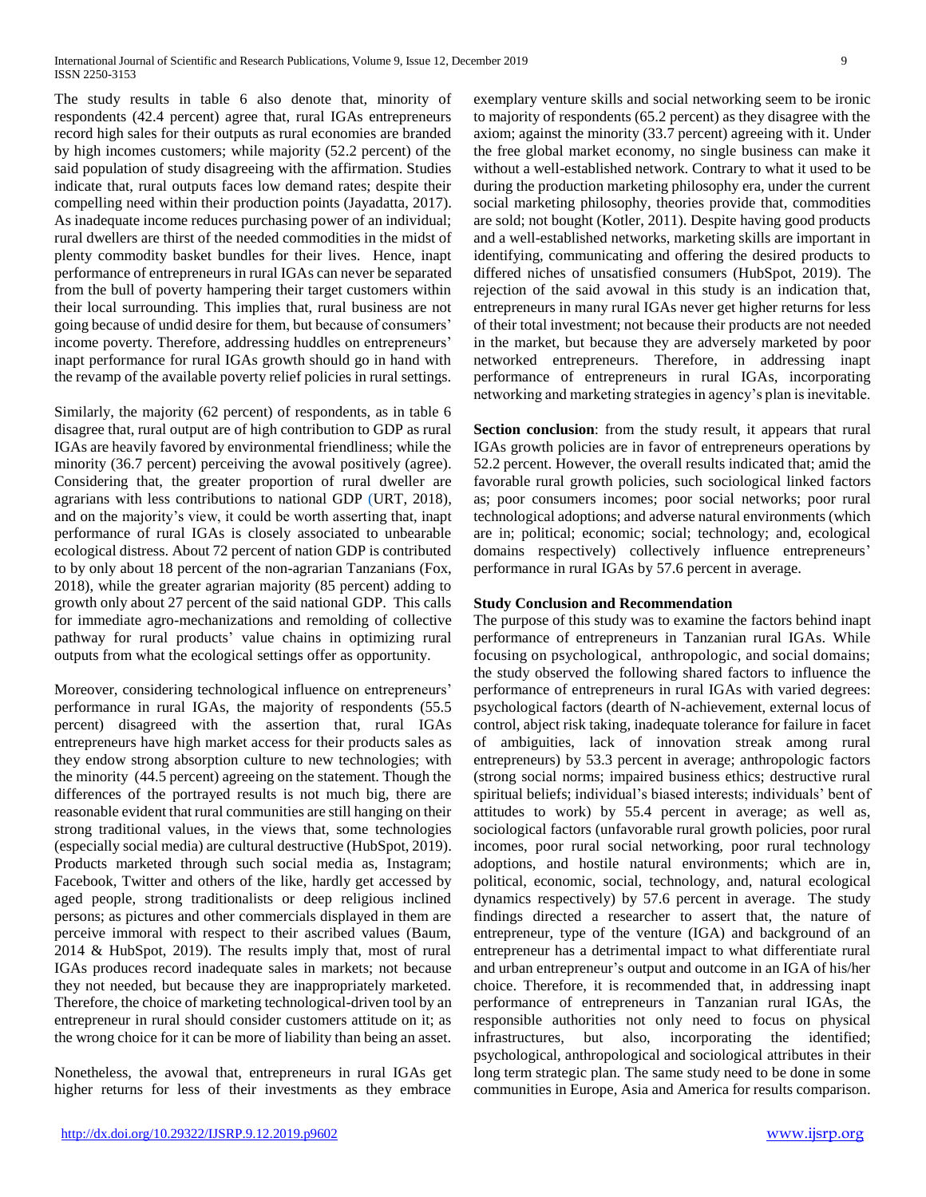The study results in table 6 also denote that, minority of respondents (42.4 percent) agree that, rural IGAs entrepreneurs record high sales for their outputs as rural economies are branded by high incomes customers; while majority (52.2 percent) of the said population of study disagreeing with the affirmation. Studies indicate that, rural outputs faces low demand rates; despite their compelling need within their production points (Jayadatta, 2017). As inadequate income reduces purchasing power of an individual; rural dwellers are thirst of the needed commodities in the midst of plenty commodity basket bundles for their lives. Hence, inapt performance of entrepreneurs in rural IGAs can never be separated from the bull of poverty hampering their target customers within their local surrounding. This implies that, rural business are not going because of undid desire for them, but because of consumers' income poverty. Therefore, addressing huddles on entrepreneurs' inapt performance for rural IGAs growth should go in hand with the revamp of the available poverty relief policies in rural settings.

Similarly, the majority (62 percent) of respondents, as in table 6 disagree that, rural output are of high contribution to GDP as rural IGAs are heavily favored by environmental friendliness; while the minority (36.7 percent) perceiving the avowal positively (agree). Considering that, the greater proportion of rural dweller are agrarians with less contributions to national GDP (URT, 2018), and on the majority's view, it could be worth asserting that, inapt performance of rural IGAs is closely associated to unbearable ecological distress. About 72 percent of nation GDP is contributed to by only about 18 percent of the non-agrarian Tanzanians (Fox, 2018), while the greater agrarian majority (85 percent) adding to growth only about 27 percent of the said national GDP. This calls for immediate agro-mechanizations and remolding of collective pathway for rural products' value chains in optimizing rural outputs from what the ecological settings offer as opportunity.

Moreover, considering technological influence on entrepreneurs' performance in rural IGAs, the majority of respondents (55.5 percent) disagreed with the assertion that, rural IGAs entrepreneurs have high market access for their products sales as they endow strong absorption culture to new technologies; with the minority (44.5 percent) agreeing on the statement. Though the differences of the portrayed results is not much big, there are reasonable evident that rural communities are still hanging on their strong traditional values, in the views that, some technologies (especially social media) are cultural destructive (HubSpot, 2019). Products marketed through such social media as, Instagram; Facebook, Twitter and others of the like, hardly get accessed by aged people, strong traditionalists or deep religious inclined persons; as pictures and other commercials displayed in them are perceive immoral with respect to their ascribed values (Baum, 2014 & HubSpot, 2019). The results imply that, most of rural IGAs produces record inadequate sales in markets; not because they not needed, but because they are inappropriately marketed. Therefore, the choice of marketing technological-driven tool by an entrepreneur in rural should consider customers attitude on it; as the wrong choice for it can be more of liability than being an asset.

Nonetheless, the avowal that, entrepreneurs in rural IGAs get higher returns for less of their investments as they embrace exemplary venture skills and social networking seem to be ironic to majority of respondents (65.2 percent) as they disagree with the axiom; against the minority (33.7 percent) agreeing with it. Under the free global market economy, no single business can make it without a well-established network. Contrary to what it used to be during the production marketing philosophy era, under the current social marketing philosophy, theories provide that, commodities are sold; not bought (Kotler, 2011). Despite having good products and a well-established networks, marketing skills are important in identifying, communicating and offering the desired products to differed niches of unsatisfied consumers (HubSpot, 2019). The rejection of the said avowal in this study is an indication that, entrepreneurs in many rural IGAs never get higher returns for less of their total investment; not because their products are not needed in the market, but because they are adversely marketed by poor networked entrepreneurs. Therefore, in addressing inapt performance of entrepreneurs in rural IGAs, incorporating networking and marketing strategies in agency's plan is inevitable.

**Section conclusion**: from the study result, it appears that rural IGAs growth policies are in favor of entrepreneurs operations by 52.2 percent. However, the overall results indicated that; amid the favorable rural growth policies, such sociological linked factors as; poor consumers incomes; poor social networks; poor rural technological adoptions; and adverse natural environments (which are in; political; economic; social; technology; and, ecological domains respectively) collectively influence entrepreneurs' performance in rural IGAs by 57.6 percent in average.

**Study Conclusion and Recommendation**

The purpose of this study was to examine the factors behind inapt performance of entrepreneurs in Tanzanian rural IGAs. While focusing on psychological, anthropologic, and social domains; the study observed the following shared factors to influence the performance of entrepreneurs in rural IGAs with varied degrees: psychological factors (dearth of N-achievement, external locus of control, abject risk taking, inadequate tolerance for failure in facet of ambiguities, lack of innovation streak among rural entrepreneurs) by 53.3 percent in average; anthropologic factors (strong social norms; impaired business ethics; destructive rural spiritual beliefs; individual's biased interests; individuals' bent of attitudes to work) by 55.4 percent in average; as well as, sociological factors (unfavorable rural growth policies, poor rural incomes, poor rural social networking, poor rural technology adoptions, and hostile natural environments; which are in, political, economic, social, technology, and, natural ecological dynamics respectively) by 57.6 percent in average. The study findings directed a researcher to assert that, the nature of entrepreneur, type of the venture (IGA) and background of an entrepreneur has a detrimental impact to what differentiate rural and urban entrepreneur's output and outcome in an IGA of his/her choice. Therefore, it is recommended that, in addressing inapt performance of entrepreneurs in Tanzanian rural IGAs, the responsible authorities not only need to focus on physical infrastructures, but also, incorporating the identified; psychological, anthropological and sociological attributes in their long term strategic plan. The same study need to be done in some communities in Europe, Asia and America for results comparison.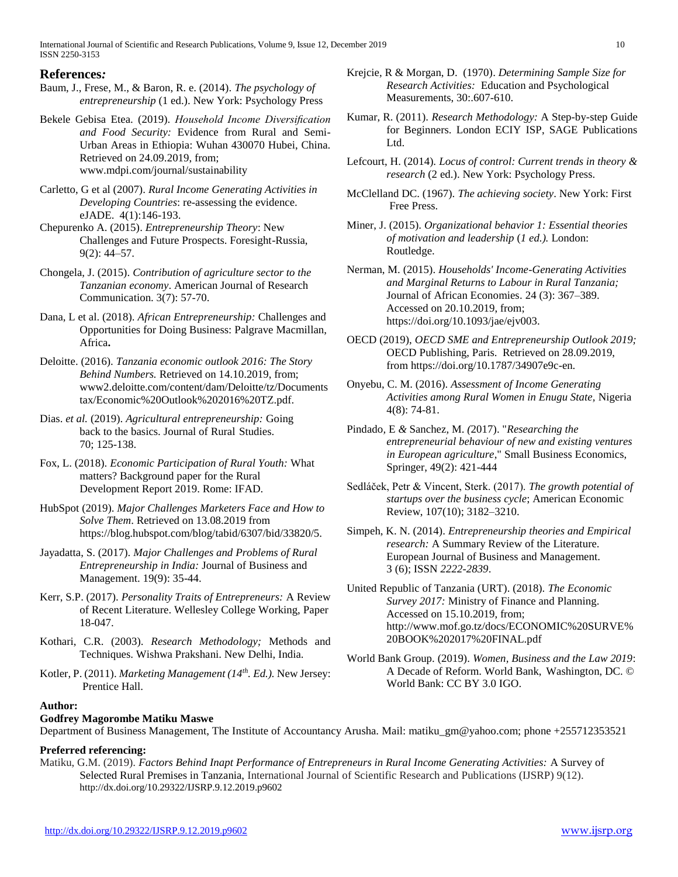## References:

Baum, J., Frese, M., & Baron, R. e. (2014). *The psychology of entrepreneurship* (1 ed.). New York: Psychology Press

Bekele Gebisa Etea. (2019). *Household Income Diversification and Food Security:* Evidence from Rural and Semi-Urban Areas in Ethiopia: Wuhan 430070 Hubei, China. Retrieved on 24.09.2019, from; www.mdpi.com/journal/sustainability

Carletto, G et al (2007). *Rural Income Generating Activities in Developing Countries*: re-assessing the evidence. eJADE. 4(1):146-193.

Chepurenko A. (2015). *Entrepreneurship Theory*: New Challenges and Future Prospects. Foresight-Russia, 9(2): 44–57.

Chongela, J. (2015). *Contribution of agriculture sector to the Tanzanian economy*. American Journal of Research Communication. 3(7): 57-70.

Dana, L et al. (2018). *African Entrepreneurship:* Challenges and Opportunities for Doing Business: Palgrave Macmillan, Africa**.**

Deloitte. (2016). *Tanzania economic outlook 2016: The Story Behind Numbers.* Retrieved on 14.10.2019, from; www2.deloitte.com/content/dam/Deloitte/tz/Documents tax/Economic%20Outlook%202016%20TZ.pdf.

Dias. *et al.* (2019). *Agricultural entrepreneurship:* Going back to the basics. Journal of Rural Studies. 70; 125-138.

Fox, L. (2018). *Economic Participation of Rural Youth:* What matters? Background paper for the Rural Development Report 2019. Rome: IFAD.

HubSpot (2019). *Major Challenges Marketers Face and How to Solve Them*. Retrieved on 13.08.2019 from https://blog.hubspot.com/blog/tabid/6307/bid/33820/5.

Jayadatta, S. (2017). *Major Challenges and Problems of Rural Entrepreneurship in India:* Journal of Business and Management. 19(9): 35-44.

Kerr, S.P. (2017). *Personality Traits of Entrepreneurs:* A Review of Recent Literature. Wellesley College Working, Paper 18-047.

Kothari, C.R. (2003). *Research Methodology;* Methods and Techniques. Wishwa Prakshani. New Delhi, India.

Kotler, P. (2011). *Marketing Management (14th. Ed.).* New Jersey: Prentice Hall.

Krejcie, R & Morgan, D. (1970). *Determining Sample Size for Research Activities:* Education and Psychological Measurements, 30:.607-610.

Kumar, R. (2011). *Research Methodology:* A Step-by-step Guide for Beginners. London ECIY ISP, SAGE Publications Ltd.

Lefcourt, H. (2014). *Locus of control: Current trends in theory & research* (2 ed.). New York: Psychology Press.

McClelland DC. (1967). *The achieving society*. New York: First Free Press.

Miner, J. (2015). *Organizational behavior 1: Essential theories of motivation and leadership* (*1 ed.).* London: Routledge.

Nerman, M. (2015). *Households' Income-Generating Activities and Marginal Returns to Labour in Rural Tanzania;* Journal of African Economies. 24 (3): 367–389. Accessed on 20.10.2019, from; https://doi.org/10.1093/jae/ejv003.

OECD (2019), *OECD SME and Entrepreneurship Outlook 2019;* OECD Publishing, Paris. Retrieved on 28.09.2019, from https://doi.org/10.1787/34907e9c-en.

Onyebu, C. M. (2016). *Assessment of Income Generating Activities among Rural Women in Enugu State,* Nigeria 4(8): 74-81.

Pindado, E *&* Sanchez, M. *(*2017). "*Researching the entrepreneurial behaviour of new and existing ventures in European agriculture*," Small Business Economics, Springer, 49(2): 421-444

Sedláček, Petr & Vincent, Sterk. (2017). *The growth potential of startups over the business cycle*; American Economic Review, 107(10); 3182–3210.

Simpeh, K. N. (2014). *Entrepreneurship theories and Empirical research:* A Summary Review of the Literature. European Journal of Business and Management. 3 (6); ISSN *2222-2839*.

United Republic of Tanzania (URT). (2018). *The Economic Survey 2017:* Ministry of Finance and Planning. Accessed on 15.10.2019, from; http://www.mof.go.tz/docs/ECONOMIC%20SURVE%20BOOK%202017%20FINAL.pdf

World Bank Group. (2019). *Women, Business and the Law 2019*: A Decade of Reform. World Bank, Washington, DC. © World Bank: CC BY 3.0 IGO.

**Author:**

**Godfrey Magorombe Matiku Maswe**

Department of Business Management, The Institute of Accountancy Arusha. Mail: matiku_gm@yahoo.com; phone +255712353521

**Preferred referencing:**

Matiku, G.M. (2019). *Factors Behind Inapt Performance of Entrepreneurs in Rural Income Generating Activities:* A Survey of Selected Rural Premises in Tanzania, International Journal of Scientific Research and Publications (IJSRP) 9(12). http://dx.doi.org/10.29322/IJSRP.9.12.2019.p9602